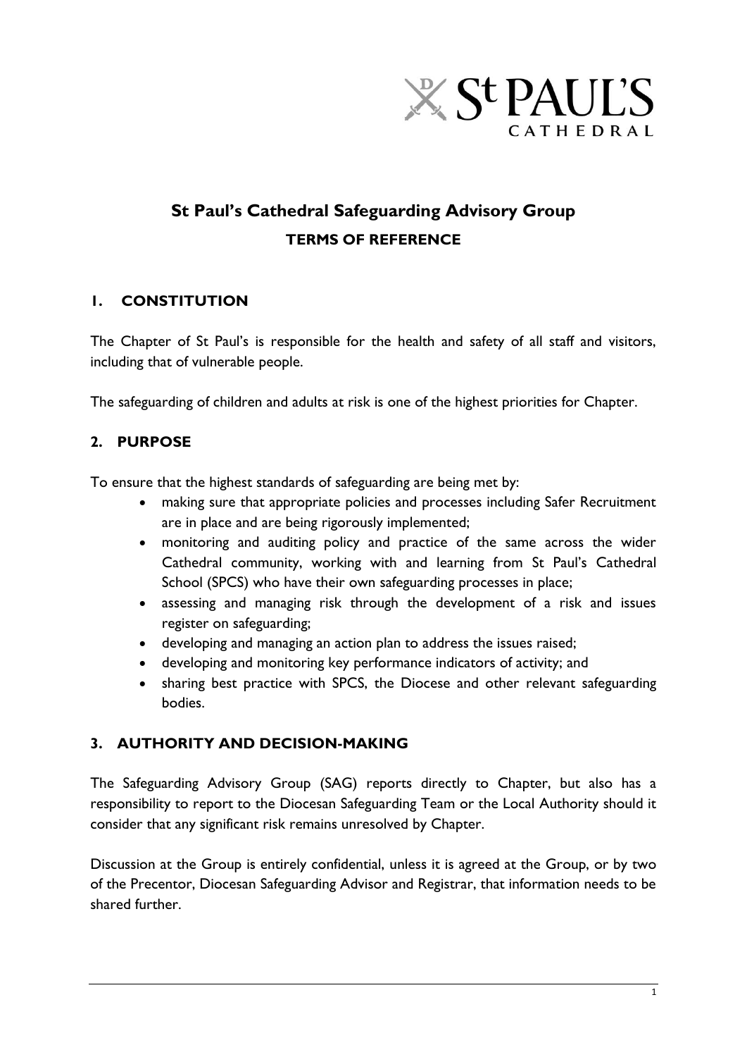# St Paul's Cathedral Safeguarding Advisory Group

## TERMS OF REFERENCE

### 1. CONSTITUTION

The Chapter of St Paul's is responsible for the health and safety of all staff and visitors, including that of vulnerable people.

The safeguarding of children and adults at risk is one of the highest priorities for Chapter.

### 2. PURPOSE

To ensure that the highest standards of safeguarding are being met by:

- making sure that appropriate policies and processes including Safer Recruitment are in place and are being rigorously implemented;
- monitoring and auditing policy and practice of the same across the wider Cathedral community, working with and learning from St Paul's Cathedral School (SPCS) who have their own safeguarding processes in place;
- assessing and managing risk through the development of a risk and issues register on safeguarding;
- developing and managing an action plan to address the issues raised;
- developing and monitoring key performance indicators of activity; and
- sharing best practice with SPCS, the Diocese and other relevant safeguarding bodies.

### 3. AUTHORITY AND DECISION-MAKING

The Safeguarding Advisory Group (SAG) reports directly to Chapter, but also has a responsibility to report to the Diocesan Safeguarding Team or the Local Authority should it consider that any significant risk remains unresolved by Chapter.

Discussion at the Group is entirely confidential, unless it is agreed at the Group, or by two of the Precentor, Diocesan Safeguarding Advisor and Registrar, that information needs to be shared further.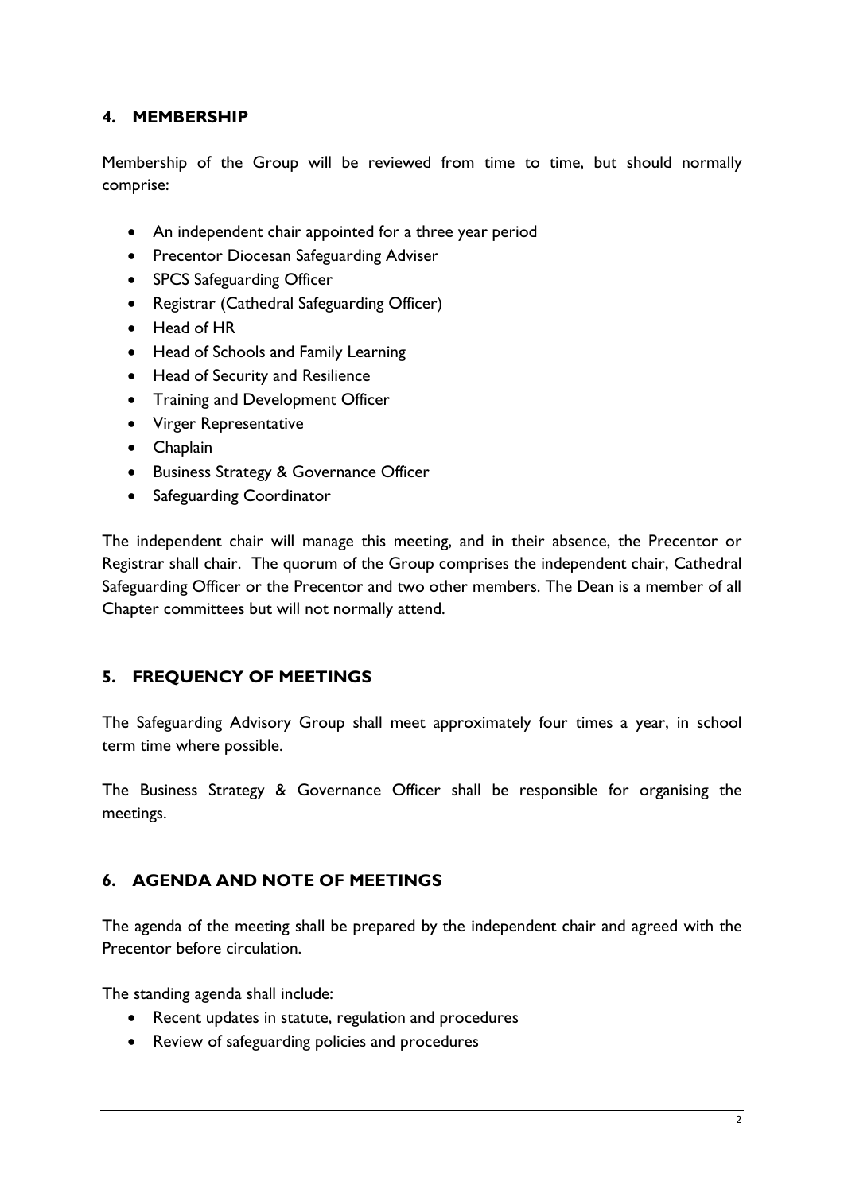## 4. MEMBERSHIP

Membership of the Group will be reviewed from time to time, but should normally comprise:

- An independent chair appointed for a three year period
- Precentor Diocesan Safeguarding Adviser
- SPCS Safeguarding Officer
- Registrar (Cathedral Safeguarding Officer)
- Head of HR
- Head of Schools and Family Learning
- Head of Security and Resilience
- Training and Development Officer
- Virger Representative
- Chaplain
- Business Strategy & Governance Officer
- Safeguarding Coordinator

The independent chair will manage this meeting, and in their absence, the Precentor or Registrar shall chair. The quorum of the Group comprises the independent chair, Cathedral Safeguarding Officer or the Precentor and two other members. The Dean is a member of all Chapter committees but will not normally attend.

## 5. FREQUENCY OF MEETINGS

The Safeguarding Advisory Group shall meet approximately four times a year, in school term time where possible.

The Business Strategy & Governance Officer shall be responsible for organising the meetings.

## 6. AGENDA AND NOTE OF MEETINGS

The agenda of the meeting shall be prepared by the independent chair and agreed with the Precentor before circulation.

The standing agenda shall include:

- Recent updates in statute, regulation and procedures
- Review of safeguarding policies and procedures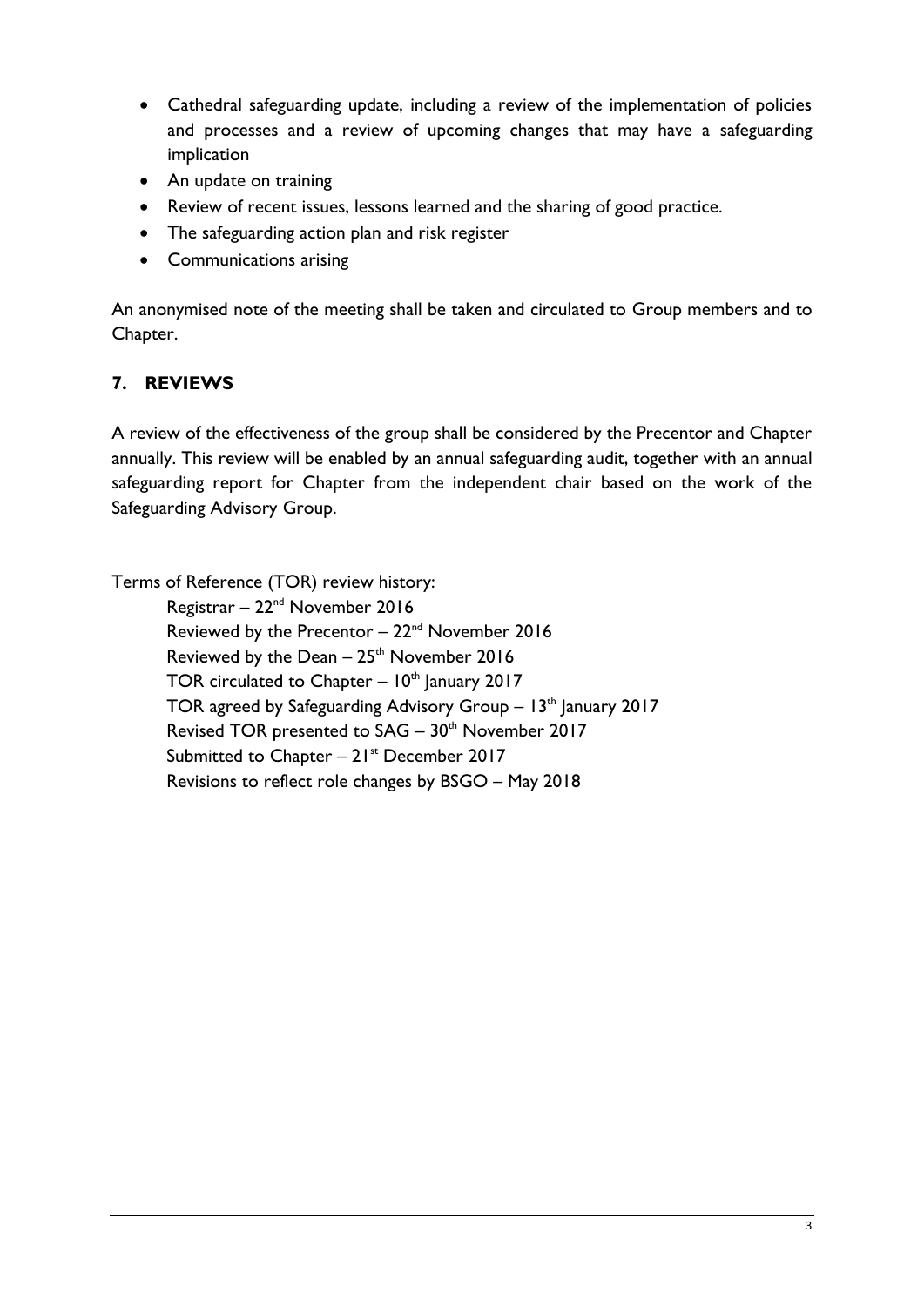- Cathedral safeguarding update, including a review of the implementation of policies and processes and a review of upcoming changes that may have a safeguarding implication
- An update on training
- Review of recent issues, lessons learned and the sharing of good practice.
- The safeguarding action plan and risk register
- Communications arising

An anonymised note of the meeting shall be taken and circulated to Group members and to Chapter.

## 7. REVIEWS

A review of the effectiveness of the group shall be considered by the Precentor and Chapter annually. This review will be enabled by an annual safeguarding audit, together with an annual safeguarding report for Chapter from the independent chair based on the work of the Safeguarding Advisory Group.

Terms of Reference (TOR) review history:

Registrar – 22nd November 2016
Reviewed by the Precentor – 22nd November 2016
Reviewed by the Dean – 25th November 2016
TOR circulated to Chapter – 10th January 2017
TOR agreed by Safeguarding Advisory Group – 13th January 2017
Revised TOR presented to SAG – 30th November 2017
Submitted to Chapter – 21st December 2017
Revisions to reflect role changes by BSGO – May 2018